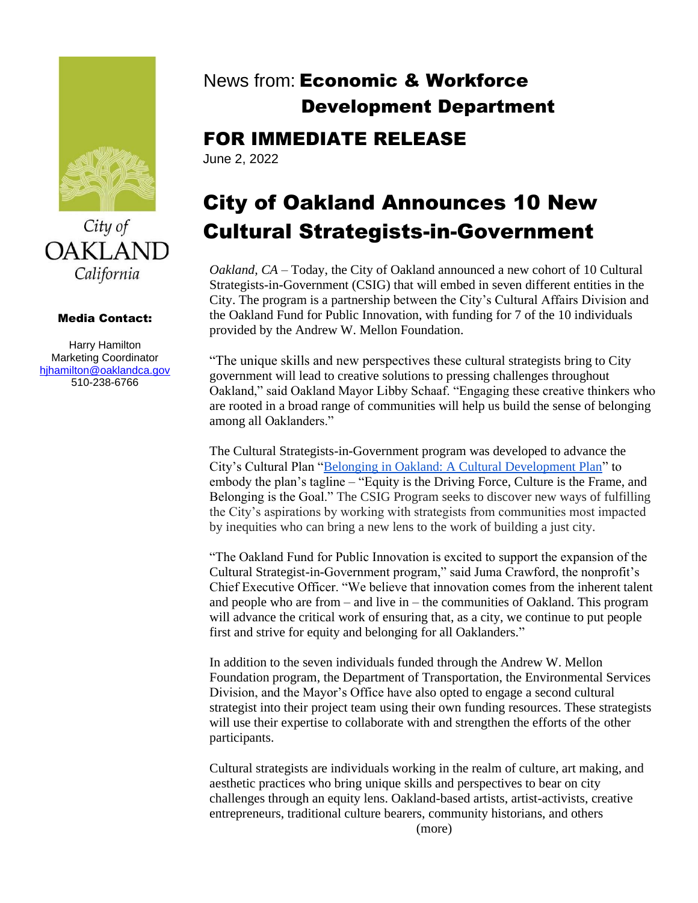City of
OAKLAND
California

**Media Contact:**

Harry Hamilton
Marketing Coordinator
[hjhamilton@oaklandca.gov](mailto:hjhamilton@oaklandca.gov)
510-238-6766

News from: **Economic & Workforce Development Department**

## FOR IMMEDIATE RELEASE

June 2, 2022

# City of Oakland Announces 10 New Cultural Strategists-in-Government

*Oakland, CA* – Today, the City of Oakland announced a new cohort of 10 Cultural Strategists-in-Government (CSIG) that will embed in seven different entities in the City. The program is a partnership between the City's Cultural Affairs Division and the Oakland Fund for Public Innovation, with funding for 7 of the 10 individuals provided by the Andrew W. Mellon Foundation.

"The unique skills and new perspectives these cultural strategists bring to City government will lead to creative solutions to pressing challenges throughout Oakland," said Oakland Mayor Libby Schaaf. "Engaging these creative thinkers who are rooted in a broad range of communities will help us build the sense of belonging among all Oaklanders."

The Cultural Strategists-in-Government program was developed to advance the City's Cultural Plan "[Belonging in Oakland: A Cultural Development Plan]" to embody the plan's tagline – "Equity is the Driving Force, Culture is the Frame, and Belonging is the Goal." The CSIG Program seeks to discover new ways of fulfilling the City's aspirations by working with strategists from communities most impacted by inequities who can bring a new lens to the work of building a just city.

"The Oakland Fund for Public Innovation is excited to support the expansion of the Cultural Strategist-in-Government program," said Juma Crawford, the nonprofit's Chief Executive Officer. "We believe that innovation comes from the inherent talent and people who are from – and live in – the communities of Oakland. This program will advance the critical work of ensuring that, as a city, we continue to put people first and strive for equity and belonging for all Oaklanders."

In addition to the seven individuals funded through the Andrew W. Mellon Foundation program, the Department of Transportation, the Environmental Services Division, and the Mayor's Office have also opted to engage a second cultural strategist into their project team using their own funding resources. These strategists will use their expertise to collaborate with and strengthen the efforts of the other participants.

Cultural strategists are individuals working in the realm of culture, art making, and aesthetic practices who bring unique skills and perspectives to bear on city challenges through an equity lens. Oakland-based artists, artist-activists, creative entrepreneurs, traditional culture bearers, community historians, and others

(more)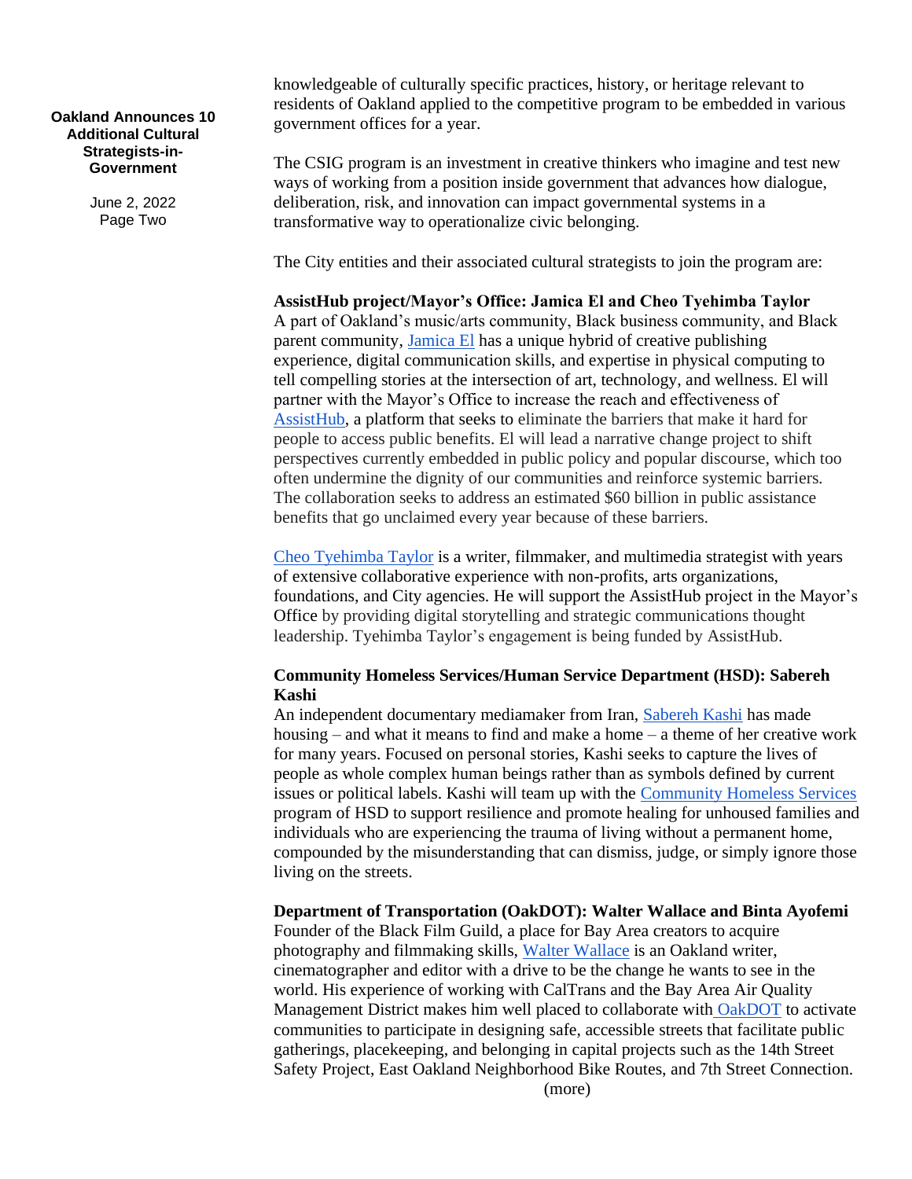knowledgeable of culturally specific practices, history, or heritage relevant to residents of Oakland applied to the competitive program to be embedded in various government offices for a year.

The CSIG program is an investment in creative thinkers who imagine and test new ways of working from a position inside government that advances how dialogue, deliberation, risk, and innovation can impact governmental systems in a transformative way to operationalize civic belonging.

The City entities and their associated cultural strategists to join the program are:

**AssistHub project/Mayor's Office: Jamica El and Cheo Tyehimba Taylor**

A part of Oakland's music/arts community, Black business community, and Black parent community, Jamica El has a unique hybrid of creative publishing experience, digital communication skills, and expertise in physical computing to tell compelling stories at the intersection of art, technology, and wellness. El will partner with the Mayor's Office to increase the reach and effectiveness of AssistHub, a platform that seeks to eliminate the barriers that make it hard for people to access public benefits. El will lead a narrative change project to shift perspectives currently embedded in public policy and popular discourse, which too often undermine the dignity of our communities and reinforce systemic barriers. The collaboration seeks to address an estimated $60 billion in public assistance benefits that go unclaimed every year because of these barriers.

Cheo Tyehimba Taylor is a writer, filmmaker, and multimedia strategist with years of extensive collaborative experience with non-profits, arts organizations, foundations, and City agencies. He will support the AssistHub project in the Mayor's Office by providing digital storytelling and strategic communications thought leadership. Tyehimba Taylor's engagement is being funded by AssistHub.

**Community Homeless Services/Human Service Department (HSD): Sabereh Kashi**

An independent documentary mediamaker from Iran, Sabereh Kashi has made housing – and what it means to find and make a home – a theme of her creative work for many years. Focused on personal stories, Kashi seeks to capture the lives of people as whole complex human beings rather than as symbols defined by current issues or political labels. Kashi will team up with the Community Homeless Services program of HSD to support resilience and promote healing for unhoused families and individuals who are experiencing the trauma of living without a permanent home, compounded by the misunderstanding that can dismiss, judge, or simply ignore those living on the streets.

**Department of Transportation (OakDOT): Walter Wallace and Binta Ayofemi**

Founder of the Black Film Guild, a place for Bay Area creators to acquire photography and filmmaking skills, Walter Wallace is an Oakland writer, cinematographer and editor with a drive to be the change he wants to see in the world. His experience of working with CalTrans and the Bay Area Air Quality Management District makes him well placed to collaborate with OakDOT to activate communities to participate in designing safe, accessible streets that facilitate public gatherings, placekeeping, and belonging in capital projects such as the 14th Street Safety Project, East Oakland Neighborhood Bike Routes, and 7th Street Connection.

(more)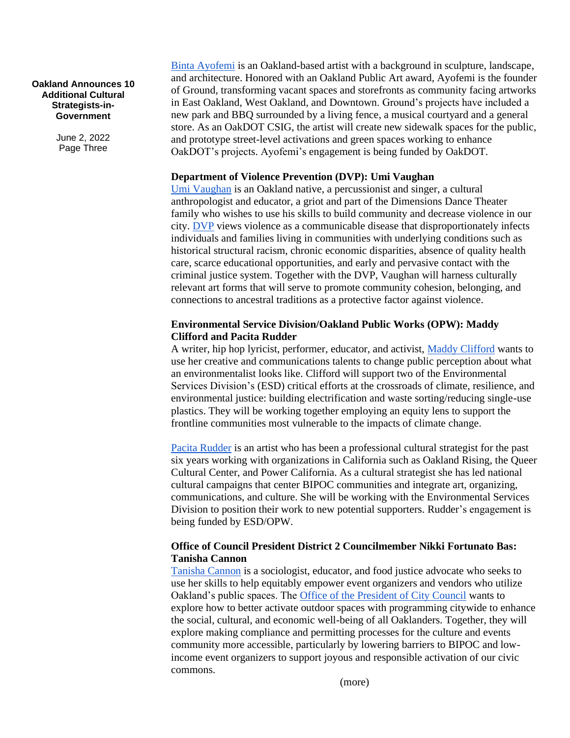Binta Ayofemi is an Oakland-based artist with a background in sculpture, landscape, and architecture. Honored with an Oakland Public Art award, Ayofemi is the founder of Ground, transforming vacant spaces and storefronts as community facing artworks in East Oakland, West Oakland, and Downtown. Ground's projects have included a new park and BBQ surrounded by a living fence, a musical courtyard and a general store. As an OakDOT CSIG, the artist will create new sidewalk spaces for the public, and prototype street-level activations and green spaces working to enhance OakDOT's projects. Ayofemi's engagement is being funded by OakDOT.

**Department of Violence Prevention (DVP): Umi Vaughan**

Umi Vaughan is an Oakland native, a percussionist and singer, a cultural anthropologist and educator, a griot and part of the Dimensions Dance Theater family who wishes to use his skills to build community and decrease violence in our city. DVP views violence as a communicable disease that disproportionately infects individuals and families living in communities with underlying conditions such as historical structural racism, chronic economic disparities, absence of quality health care, scarce educational opportunities, and early and pervasive contact with the criminal justice system. Together with the DVP, Vaughan will harness culturally relevant art forms that will serve to promote community cohesion, belonging, and connections to ancestral traditions as a protective factor against violence.

**Environmental Service Division/Oakland Public Works (OPW): Maddy Clifford and Pacita Rudder**

A writer, hip hop lyricist, performer, educator, and activist, Maddy Clifford wants to use her creative and communications talents to change public perception about what an environmentalist looks like. Clifford will support two of the Environmental Services Division's (ESD) critical efforts at the crossroads of climate, resilience, and environmental justice: building electrification and waste sorting/reducing single-use plastics. They will be working together employing an equity lens to support the frontline communities most vulnerable to the impacts of climate change.

Pacita Rudder is an artist who has been a professional cultural strategist for the past six years working with organizations in California such as Oakland Rising, the Queer Cultural Center, and Power California. As a cultural strategist she has led national cultural campaigns that center BIPOC communities and integrate art, organizing, communications, and culture. She will be working with the Environmental Services Division to position their work to new potential supporters. Rudder's engagement is being funded by ESD/OPW.

**Office of Council President District 2 Councilmember Nikki Fortunato Bas: Tanisha Cannon**

Tanisha Cannon is a sociologist, educator, and food justice advocate who seeks to use her skills to help equitably empower event organizers and vendors who utilize Oakland's public spaces. The Office of the President of City Council wants to explore how to better activate outdoor spaces with programming citywide to enhance the social, cultural, and economic well-being of all Oaklanders. Together, they will explore making compliance and permitting processes for the culture and events community more accessible, particularly by lowering barriers to BIPOC and low-income event organizers to support joyous and responsible activation of our civic commons.

(more)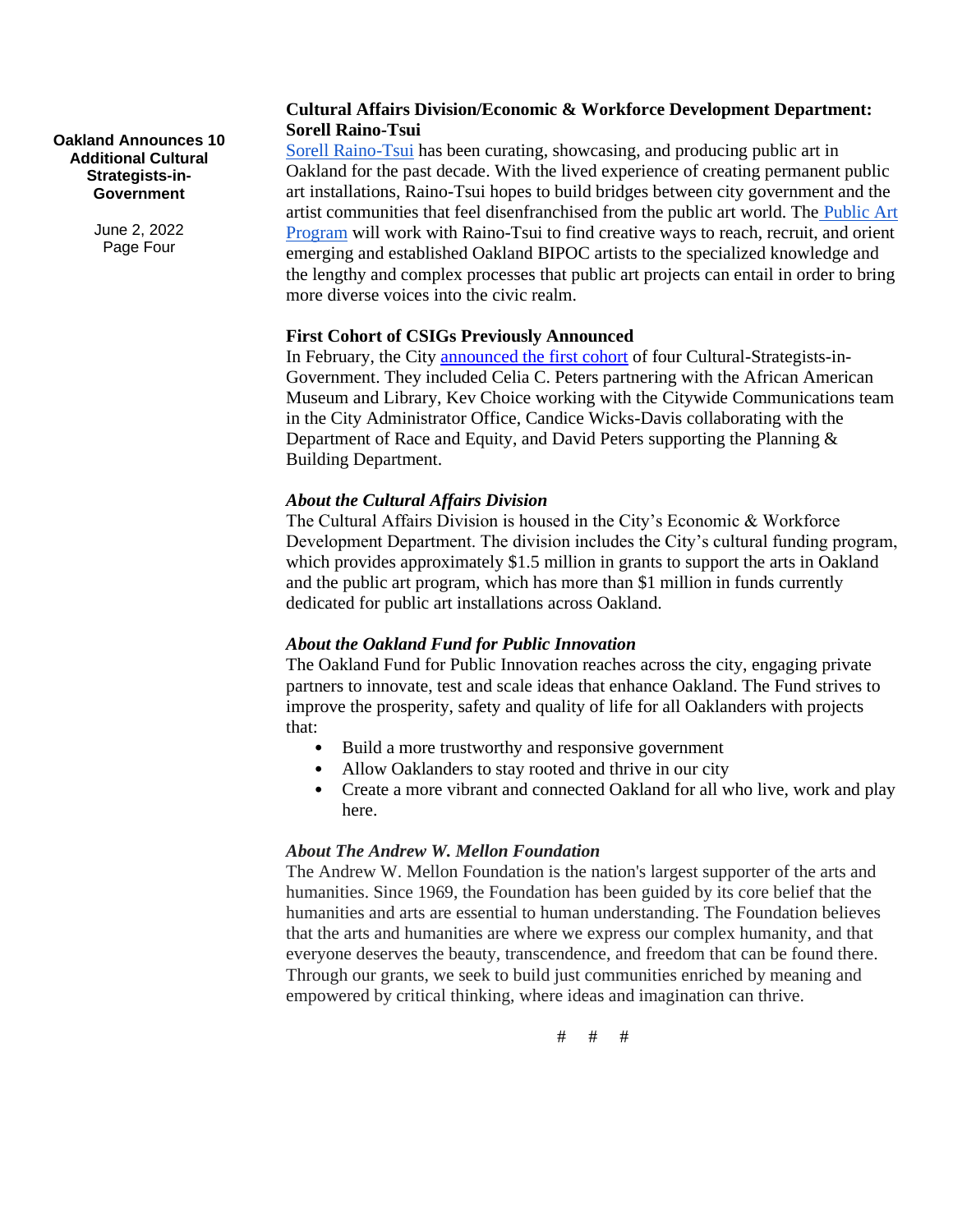**Cultural Affairs Division/Economic & Workforce Development Department: Sorell Raino-Tsui**

Sorell Raino-Tsui has been curating, showcasing, and producing public art in Oakland for the past decade. With the lived experience of creating permanent public art installations, Raino-Tsui hopes to build bridges between city government and the artist communities that feel disenfranchised from the public art world. The Public Art Program will work with Raino-Tsui to find creative ways to reach, recruit, and orient emerging and established Oakland BIPOC artists to the specialized knowledge and the lengthy and complex processes that public art projects can entail in order to bring more diverse voices into the civic realm.

**First Cohort of CSIGs Previously Announced**

In February, the City announced the first cohort of four Cultural-Strategists-in-Government. They included Celia C. Peters partnering with the African American Museum and Library, Kev Choice working with the Citywide Communications team in the City Administrator Office, Candice Wicks-Davis collaborating with the Department of Race and Equity, and David Peters supporting the Planning & Building Department.

***About the Cultural Affairs Division***

The Cultural Affairs Division is housed in the City's Economic & Workforce Development Department. The division includes the City's cultural funding program, which provides approximately $1.5 million in grants to support the arts in Oakland and the public art program, which has more than $1 million in funds currently dedicated for public art installations across Oakland.

***About the Oakland Fund for Public Innovation***

The Oakland Fund for Public Innovation reaches across the city, engaging private partners to innovate, test and scale ideas that enhance Oakland. The Fund strives to improve the prosperity, safety and quality of life for all Oaklanders with projects that:

- Build a more trustworthy and responsive government
- Allow Oaklanders to stay rooted and thrive in our city
- Create a more vibrant and connected Oakland for all who live, work and play here.

***About The Andrew W. Mellon Foundation***

The Andrew W. Mellon Foundation is the nation's largest supporter of the arts and humanities. Since 1969, the Foundation has been guided by its core belief that the humanities and arts are essential to human understanding. The Foundation believes that the arts and humanities are where we express our complex humanity, and that everyone deserves the beauty, transcendence, and freedom that can be found there. Through our grants, we seek to build just communities enriched by meaning and empowered by critical thinking, where ideas and imagination can thrive.

# # #